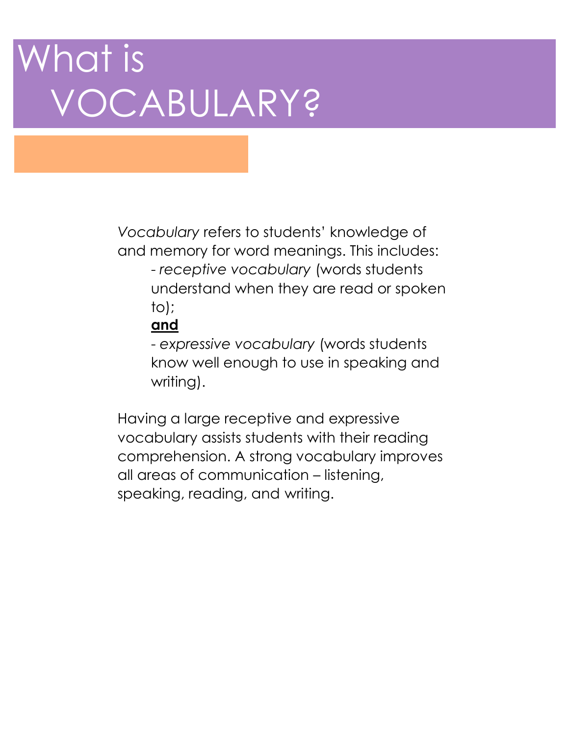# What is VOCABULARY?

*Vocabulary* refers to students' knowledge of and memory for word meanings. This includes:

- *receptive vocabulary* (words students understand when they are read or spoken to);

**and**

- *expressive vocabulary* (words students know well enough to use in speaking and writing).

Having a large receptive and expressive vocabulary assists students with their reading comprehension. A strong vocabulary improves all areas of communication – listening, speaking, reading, and writing.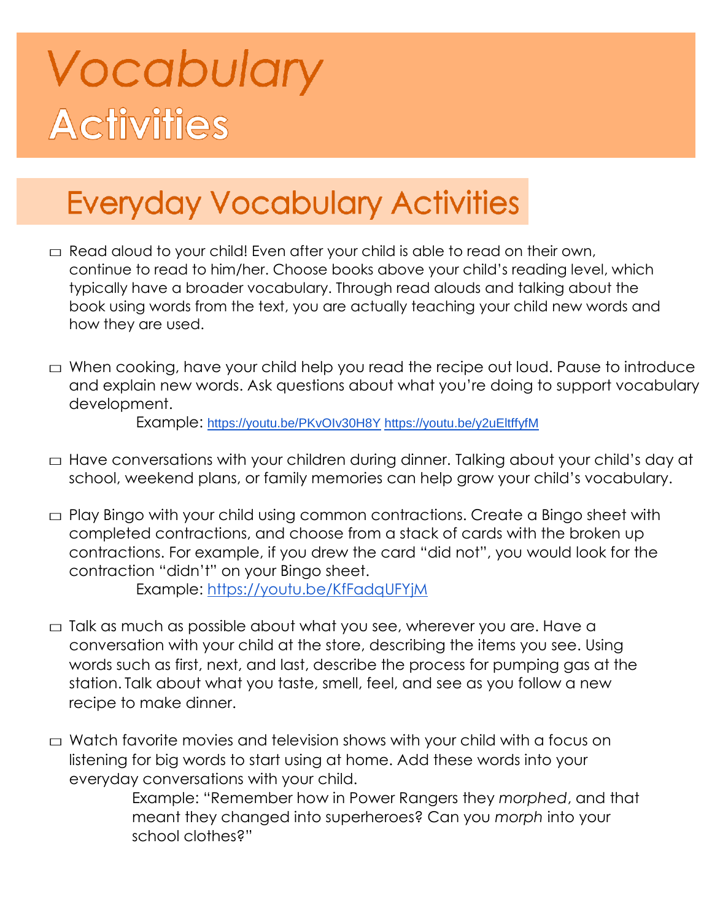# Vocabulary Activities

## Everyday Vocabulary Activities

- Read aloud to your child! Even after your child is able to read on their own, continue to read to him/her. Choose books above your child's reading level, which typically have a broader vocabulary. Through read alouds and talking about the book using words from the text, you are actually teaching your child new words and how they are used.

- When cooking, have your child help you read the recipe out loud. Pause to introduce and explain new words. Ask questions about what you're doing to support vocabulary development.

  Example: https://youtu.be/PKvOIv30H8Y https://youtu.be/y2uEltffyfM

- Have conversations with your children during dinner. Talking about your child's day at school, weekend plans, or family memories can help grow your child's vocabulary.

- Play Bingo with your child using common contractions. Create a Bingo sheet with completed contractions, and choose from a stack of cards with the broken up contractions. For example, if you drew the card "did not", you would look for the contraction "didn't" on your Bingo sheet.

  Example: https://youtu.be/KfFadqUFYjM

- Talk as much as possible about what you see, wherever you are. Have a conversation with your child at the store, describing the items you see. Using words such as first, next, and last, describe the process for pumping gas at the station. Talk about what you taste, smell, feel, and see as you follow a new recipe to make dinner.

- Watch favorite movies and television shows with your child with a focus on listening for big words to start using at home. Add these words into your everyday conversations with your child.

  Example: "Remember how in Power Rangers they *morphed*, and that meant they changed into superheroes? Can you *morph* into your school clothes?"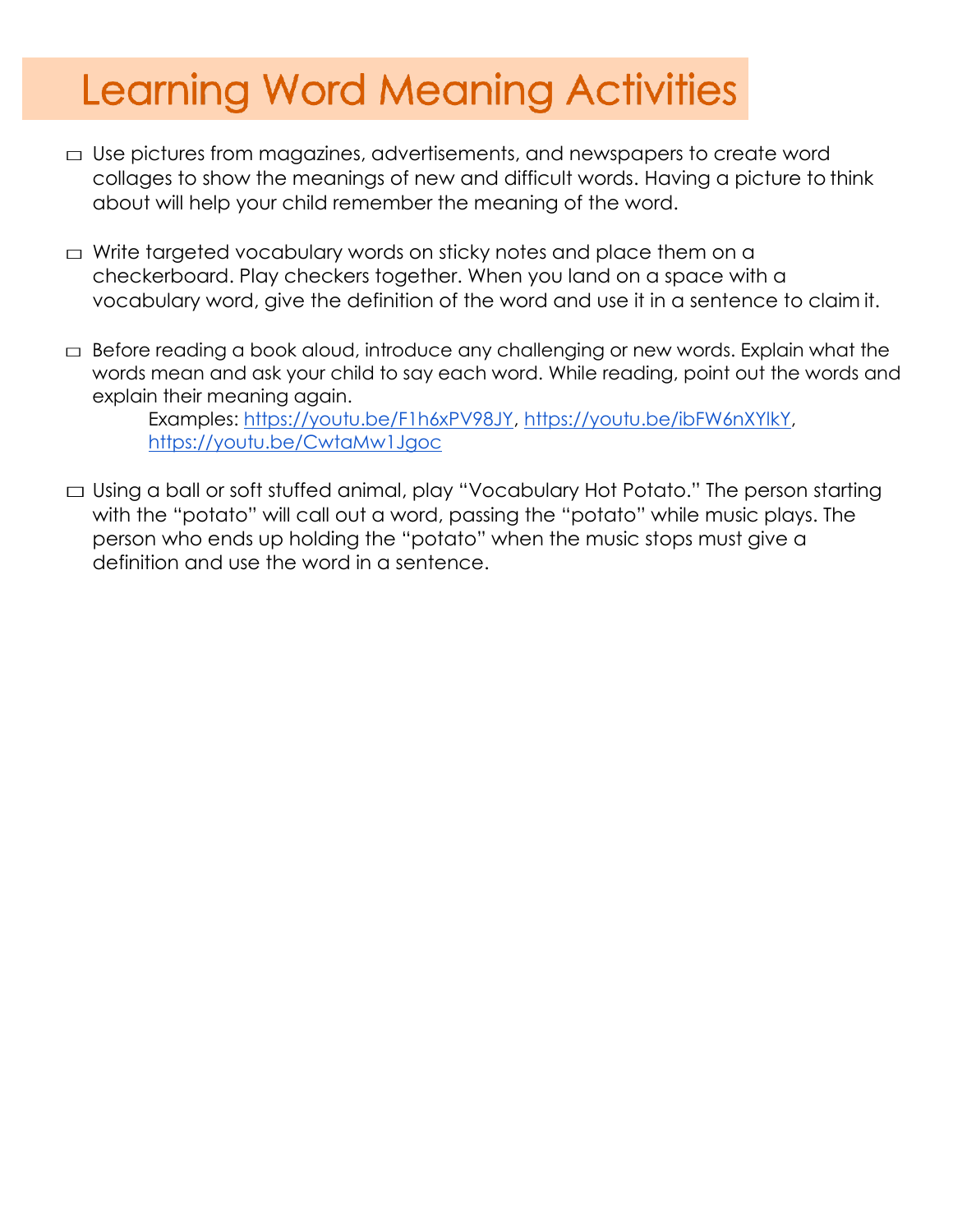# Learning Word Meaning Activities

- ☐ Use pictures from magazines, advertisements, and newspapers to create word collages to show the meanings of new and difficult words. Having a picture to think about will help your child remember the meaning of the word.

- ☐ Write targeted vocabulary words on sticky notes and place them on a checkerboard. Play checkers together. When you land on a space with a vocabulary word, give the definition of the word and use it in a sentence to claim it.

- ☐ Before reading a book aloud, introduce any challenging or new words. Explain what the words mean and ask your child to say each word. While reading, point out the words and explain their meaning again.

  Examples: https://youtu.be/F1h6xPV98JY, https://youtu.be/ibFW6nXYlkY, https://youtu.be/CwtaMw1Jgoc

- ☐ Using a ball or soft stuffed animal, play "Vocabulary Hot Potato." The person starting with the "potato" will call out a word, passing the "potato" while music plays. The person who ends up holding the "potato" when the music stops must give a definition and use the word in a sentence.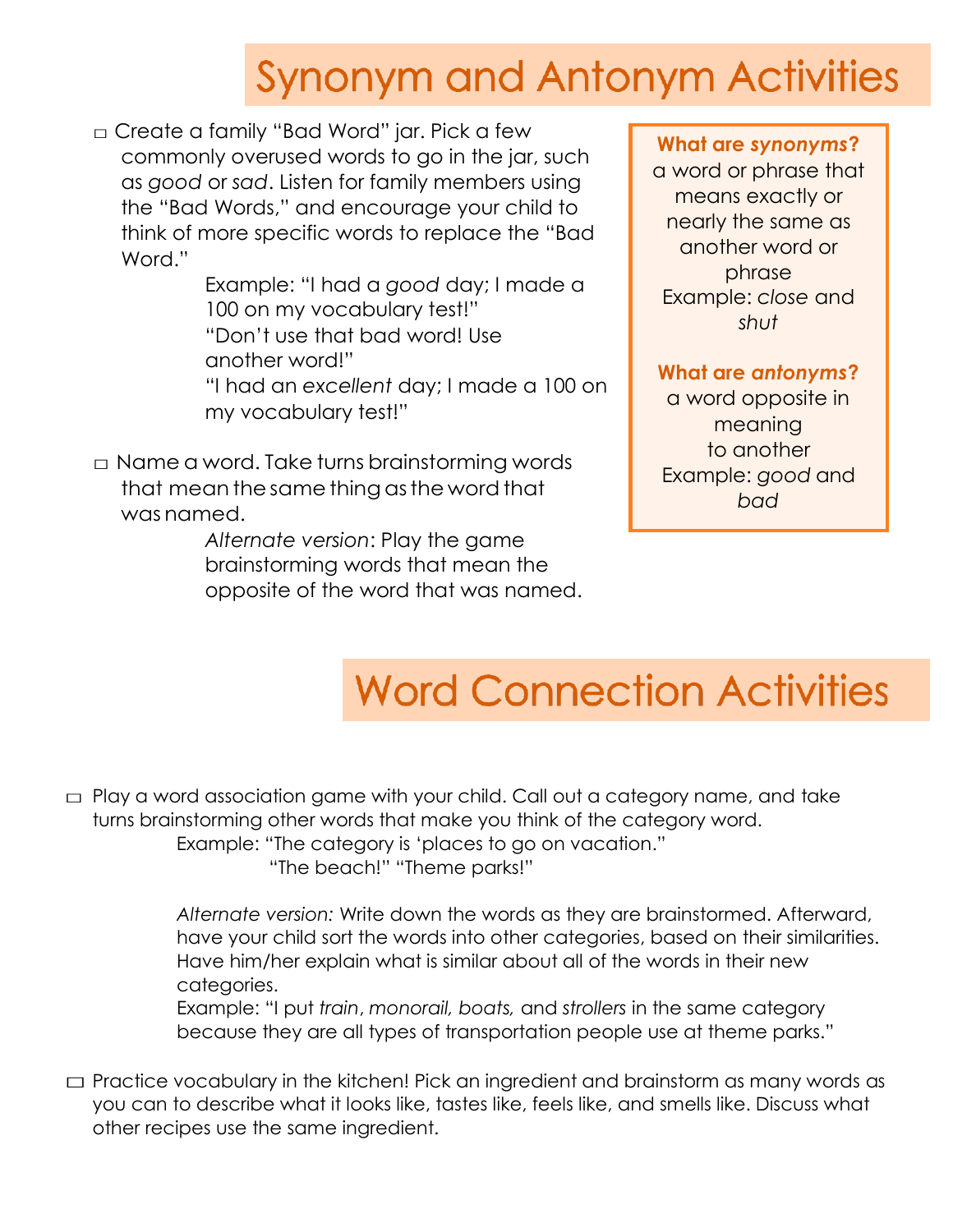# Synonym and Antonym Activities

- ☐ Create a family "Bad Word" jar. Pick a few commonly overused words to go in the jar, such as *good* or *sad*. Listen for family members using the "Bad Words," and encourage your child to think of more specific words to replace the "Bad Word."

  Example: "I had a *good* day; I made a 100 on my vocabulary test!"
  "Don't use that bad word! Use another word!"
  "I had an *excellent* day; I made a 100 on my vocabulary test!"

- ☐ Name a word. Take turns brainstorming words that mean the same thing as the word that was named.

  *Alternate version*: Play the game brainstorming words that mean the opposite of the word that was named.

**What are *synonyms*?**
a word or phrase that means exactly or nearly the same as another word or phrase
Example: *close* and *shut*

**What are *antonyms*?**
a word opposite in meaning to another
Example: *good* and *bad*

# Word Connection Activities

- ☐ Play a word association game with your child. Call out a category name, and take turns brainstorming other words that make you think of the category word.

  Example: "The category is 'places to go on vacation."
  "The beach!" "Theme parks!"

  *Alternate version:* Write down the words as they are brainstormed. Afterward, have your child sort the words into other categories, based on their similarities. Have him/her explain what is similar about all of the words in their new categories.
  Example: "I put *train*, *monorail, boats,* and *strollers* in the same category because they are all types of transportation people use at theme parks."

- ☐ Practice vocabulary in the kitchen! Pick an ingredient and brainstorm as many words as you can to describe what it looks like, tastes like, feels like, and smells like. Discuss what other recipes use the same ingredient.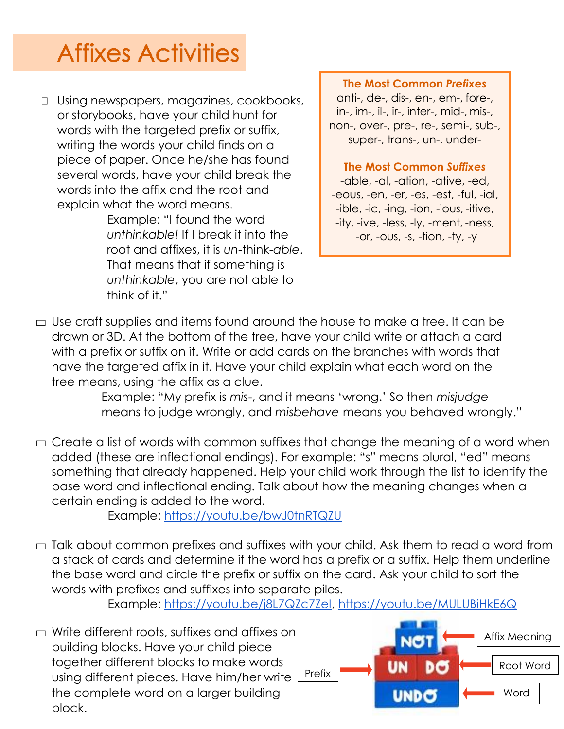# Affixes Activities

- Using newspapers, magazines, cookbooks, or storybooks, have your child hunt for words with the targeted prefix or suffix, writing the words your child finds on a piece of paper. Once he/she has found several words, have your child break the words into the affix and the root and explain what the word means.

  Example: "I found the word *unthinkable!* If I break it into the root and affixes, it is *un*-think-*able*. That means that if something is *unthinkable*, you are not able to think of it."

**The Most Common *Prefixes***
anti-, de-, dis-, en-, em-, fore-, in-, im-, il-, ir-, inter-, mid-, mis-, non-, over-, pre-, re-, semi-, sub-, super-, trans-, un-, under-

**The Most Common *Suffixes***
-able, -al, -ation, -ative, -ed, -eous, -en, -er, -es, -est, -ful, -ial, -ible, -ic, -ing, -ion, -ious, -itive, -ity, -ive, -less, -ly, -ment, -ness, -or, -ous, -s, -tion, -ty, -y

- Use craft supplies and items found around the house to make a tree. It can be drawn or 3D. At the bottom of the tree, have your child write or attach a card with a prefix or suffix on it. Write or add cards on the branches with words that have the targeted affix in it. Have your child explain what each word on the tree means, using the affix as a clue.

  Example: "My prefix is *mis*-, and it means 'wrong.' So then *misjudge* means to judge wrongly, and *misbehave* means you behaved wrongly."

- Create a list of words with common suffixes that change the meaning of a word when added (these are inflectional endings). For example: "s" means plural, "ed" means something that already happened. Help your child work through the list to identify the base word and inflectional ending. Talk about how the meaning changes when a certain ending is added to the word.

  Example: https://youtu.be/bwJ0tnRTQZU

- Talk about common prefixes and suffixes with your child. Ask them to read a word from a stack of cards and determine if the word has a prefix or a suffix. Help them underline the base word and circle the prefix or suffix on the card. Ask your child to sort the words with prefixes and suffixes into separate piles.

  Example: https://youtu.be/j8L7QZc7ZeI, https://youtu.be/MULUBiHkE6Q

- Write different roots, suffixes and affixes on building blocks. Have your child piece together different blocks to make words using different pieces. Have him/her write the complete word on a larger building block.

NOT — Affix Meaning
UN — Prefix
DO — Root Word
UNDO — Word